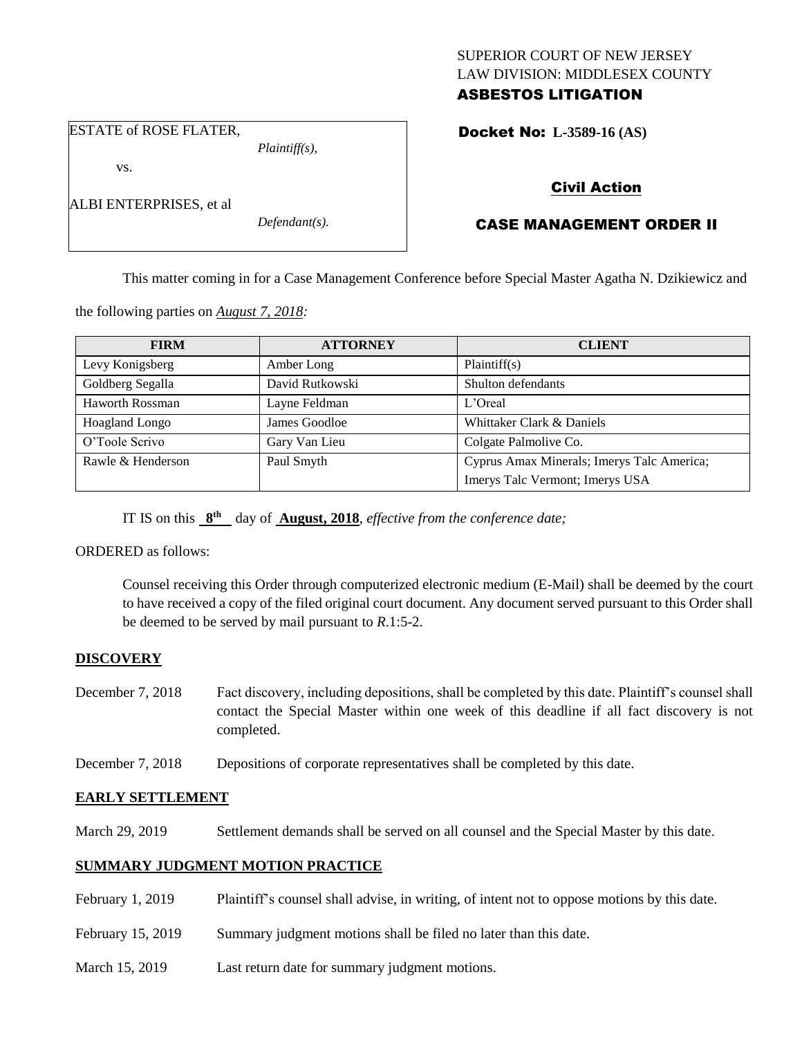SUPERIOR COURT OF NEW JERSEY
LAW DIVISION: MIDDLESEX COUNTY
**ASBESTOS LITIGATION**

ESTATE of ROSE FLATER,
*Plaintiff(s),*

vs.

ALBI ENTERPRISES, et al
*Defendant(s).*

**Docket No: L-3589-16 (AS)**

**Civil Action**

**CASE MANAGEMENT ORDER II**

This matter coming in for a Case Management Conference before Special Master Agatha N. Dzikiewicz and the following parties on *August 7, 2018:*

| FIRM | ATTORNEY | CLIENT |
|---|---|---|
| Levy Konigsberg | Amber Long | Plaintiff(s) |
| Goldberg Segalla | David Rutkowski | Shulton defendants |
| Haworth Rossman | Layne Feldman | L'Oreal |
| Hoagland Longo | James Goodloe | Whittaker Clark & Daniels |
| O'Toole Scrivo | Gary Van Lieu | Colgate Palmolive Co. |
| Rawle & Henderson | Paul Smyth | Cyprus Amax Minerals; Imerys Talc America; Imerys Talc Vermont; Imerys USA |

IT IS on this **8th** day of **August, 2018**, *effective from the conference date;*

ORDERED as follows:

Counsel receiving this Order through computerized electronic medium (E-Mail) shall be deemed by the court to have received a copy of the filed original court document. Any document served pursuant to this Order shall be deemed to be served by mail pursuant to *R*.1:5-2.

**DISCOVERY**

December 7, 2018 Fact discovery, including depositions, shall be completed by this date. Plaintiff's counsel shall contact the Special Master within one week of this deadline if all fact discovery is not completed.

December 7, 2018 Depositions of corporate representatives shall be completed by this date.

**EARLY SETTLEMENT**

March 29, 2019 Settlement demands shall be served on all counsel and the Special Master by this date.

**SUMMARY JUDGMENT MOTION PRACTICE**

February 1, 2019 Plaintiff's counsel shall advise, in writing, of intent not to oppose motions by this date.

February 15, 2019 Summary judgment motions shall be filed no later than this date.

March 15, 2019 Last return date for summary judgment motions.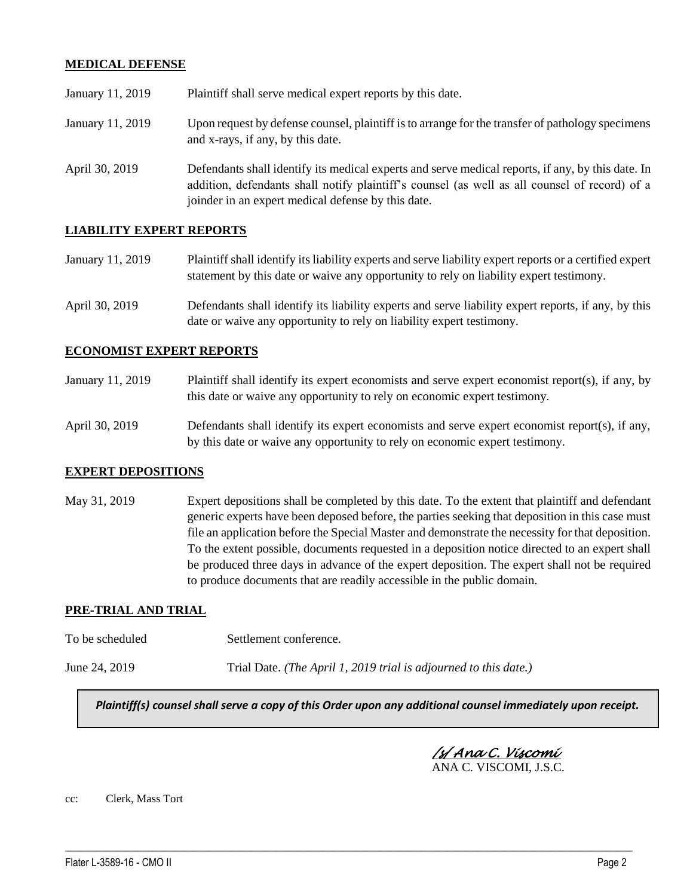**MEDICAL DEFENSE**

| | |
|---|---|
| January 11, 2019 | Plaintiff shall serve medical expert reports by this date. |
| January 11, 2019 | Upon request by defense counsel, plaintiff is to arrange for the transfer of pathology specimens and x-rays, if any, by this date. |
| April 30, 2019 | Defendants shall identify its medical experts and serve medical reports, if any, by this date. In addition, defendants shall notify plaintiff's counsel (as well as all counsel of record) of a joinder in an expert medical defense by this date. |

**LIABILITY EXPERT REPORTS**

| | |
|---|---|
| January 11, 2019 | Plaintiff shall identify its liability experts and serve liability expert reports or a certified expert statement by this date or waive any opportunity to rely on liability expert testimony. |
| April 30, 2019 | Defendants shall identify its liability experts and serve liability expert reports, if any, by this date or waive any opportunity to rely on liability expert testimony. |

**ECONOMIST EXPERT REPORTS**

| | |
|---|---|
| January 11, 2019 | Plaintiff shall identify its expert economists and serve expert economist report(s), if any, by this date or waive any opportunity to rely on economic expert testimony. |
| April 30, 2019 | Defendants shall identify its expert economists and serve expert economist report(s), if any, by this date or waive any opportunity to rely on economic expert testimony. |

**EXPERT DEPOSITIONS**

| | |
|---|---|
| May 31, 2019 | Expert depositions shall be completed by this date. To the extent that plaintiff and defendant generic experts have been deposed before, the parties seeking that deposition in this case must file an application before the Special Master and demonstrate the necessity for that deposition. To the extent possible, documents requested in a deposition notice directed to an expert shall be produced three days in advance of the expert deposition. The expert shall not be required to produce documents that are readily accessible in the public domain. |

**PRE-TRIAL AND TRIAL**

| | |
|---|---|
| To be scheduled | Settlement conference. |
| June 24, 2019 | Trial Date. *(The April 1, 2019 trial is adjourned to this date.)* |

***Plaintiff(s) counsel shall serve a copy of this Order upon any additional counsel immediately upon receipt.***

*/s/ Ana C. Viscomi*
ANA C. VISCOMI, J.S.C.

cc: Clerk, Mass Tort

Flater L-3589-16 - CMO II